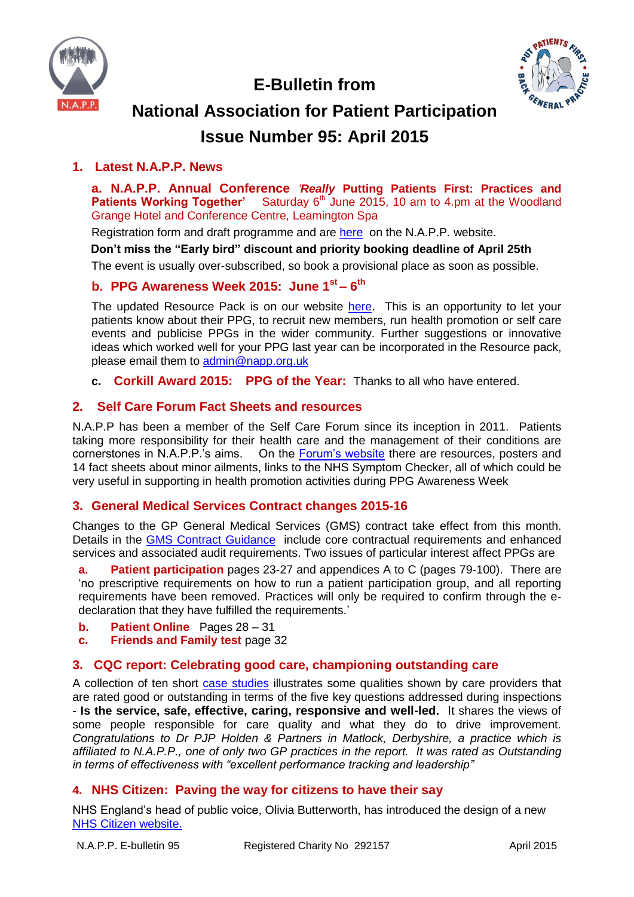# E-Bulletin from

# National Association for Patient Participation

# Issue Number 95: April 2015

## 1. Latest N.A.P.P. News

### a. N.A.P.P. Annual Conference *'Really* Putting Patients First: Practices and Patients Working Together' Saturday 6th June 2015, 10 am to 4.pm at the Woodland Grange Hotel and Conference Centre, Leamington Spa

Registration form and draft programme and are here on the N.A.P.P. website.

**Don't miss the "Early bird" discount and priority booking deadline of April 25th**

The event is usually over-subscribed, so book a provisional place as soon as possible.

### b. PPG Awareness Week 2015: June 1st – 6th

The updated Resource Pack is on our website here. This is an opportunity to let your patients know about their PPG, to recruit new members, run health promotion or self care events and publicise PPGs in the wider community. Further suggestions or innovative ideas which worked well for your PPG last year can be incorporated in the Resource pack, please email them to admin@napp.org.uk

**c. Corkill Award 2015: PPG of the Year:** Thanks to all who have entered.

## 2. Self Care Forum Fact Sheets and resources

N.A.P.P has been a member of the Self Care Forum since its inception in 2011. Patients taking more responsibility for their health care and the management of their conditions are cornerstones in N.A.P.P.'s aims. On the Forum's website there are resources, posters and 14 fact sheets about minor ailments, links to the NHS Symptom Checker, all of which could be very useful in supporting in health promotion activities during PPG Awareness Week

## 3. General Medical Services Contract changes 2015-16

Changes to the GP General Medical Services (GMS) contract take effect from this month. Details in the GMS Contract Guidance include core contractual requirements and enhanced services and associated audit requirements. Two issues of particular interest affect PPGs are

**a. Patient participation** pages 23-27 and appendices A to C (pages 79-100). There are 'no prescriptive requirements on how to run a patient participation group, and all reporting requirements have been removed. Practices will only be required to confirm through the e-declaration that they have fulfilled the requirements.'

**b. Patient Online** Pages 28 – 31

**c. Friends and Family test** page 32

## 3. CQC report: Celebrating good care, championing outstanding care

A collection of ten short case studies illustrates some qualities shown by care providers that are rated good or outstanding in terms of the five key questions addressed during inspections - **Is the service, safe, effective, caring, responsive and well-led.** It shares the views of some people responsible for care quality and what they do to drive improvement. *Congratulations to Dr PJP Holden & Partners in Matlock, Derbyshire, a practice which is affiliated to N.A.P.P., one of only two GP practices in the report. It was rated as Outstanding in terms of effectiveness with "excellent performance tracking and leadership"*

## 4. NHS Citizen: Paving the way for citizens to have their say

NHS England's head of public voice, Olivia Butterworth, has introduced the design of a new NHS Citizen website.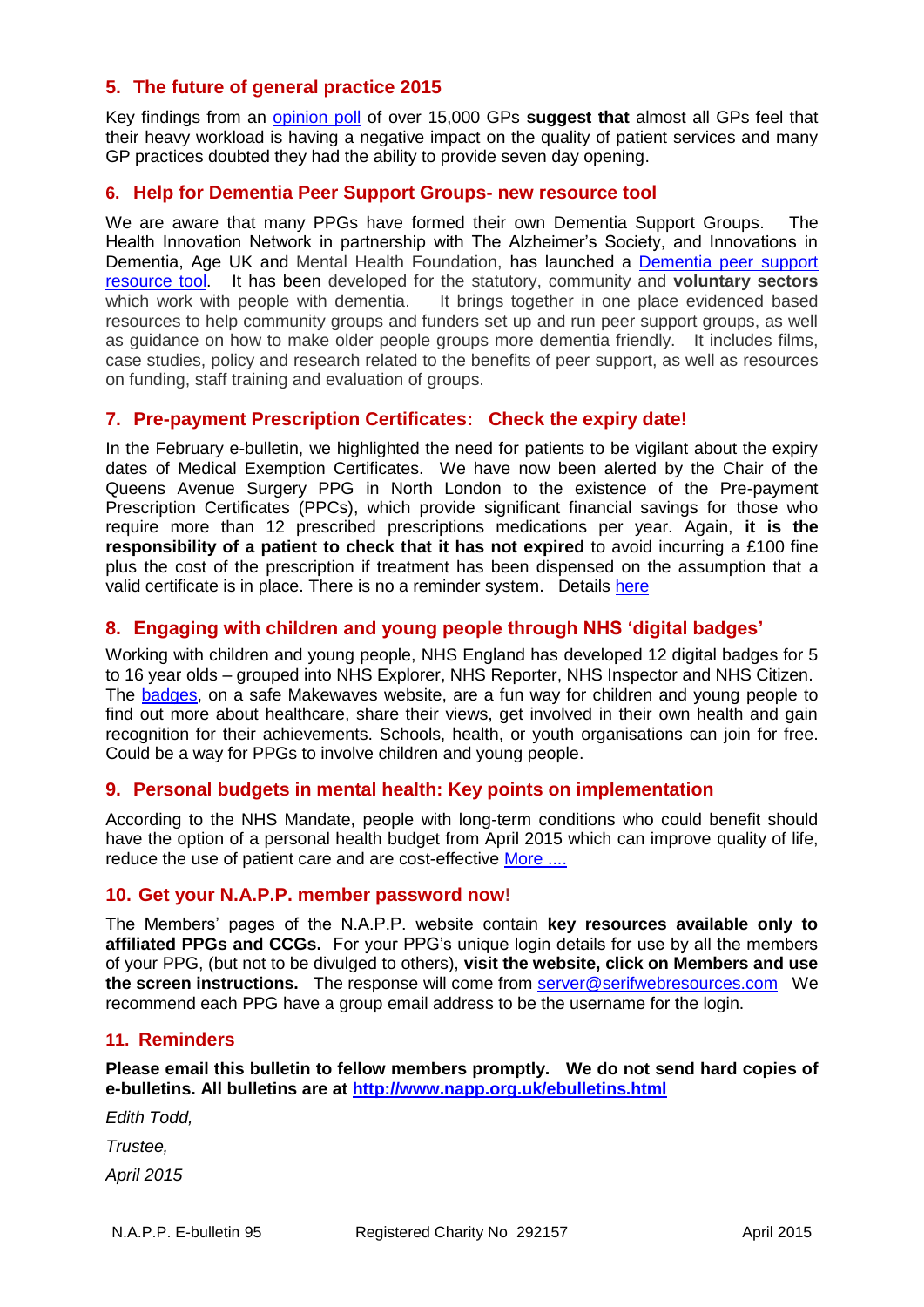## 5. The future of general practice 2015

Key findings from an opinion poll of over 15,000 GPs **suggest that** almost all GPs feel that their heavy workload is having a negative impact on the quality of patient services and many GP practices doubted they had the ability to provide seven day opening.

## 6. Help for Dementia Peer Support Groups- new resource tool

We are aware that many PPGs have formed their own Dementia Support Groups. The Health Innovation Network in partnership with The Alzheimer's Society, and Innovations in Dementia, Age UK and Mental Health Foundation, has launched a Dementia peer support resource tool. It has been developed for the statutory, community and **voluntary sectors** which work with people with dementia. It brings together in one place evidenced based resources to help community groups and funders set up and run peer support groups, as well as guidance on how to make older people groups more dementia friendly. It includes films, case studies, policy and research related to the benefits of peer support, as well as resources on funding, staff training and evaluation of groups.

## 7. Pre-payment Prescription Certificates: Check the expiry date!

In the February e-bulletin, we highlighted the need for patients to be vigilant about the expiry dates of Medical Exemption Certificates. We have now been alerted by the Chair of the Queens Avenue Surgery PPG in North London to the existence of the Pre-payment Prescription Certificates (PPCs), which provide significant financial savings for those who require more than 12 prescribed prescriptions medications per year. Again, **it is the responsibility of a patient to check that it has not expired** to avoid incurring a £100 fine plus the cost of the prescription if treatment has been dispensed on the assumption that a valid certificate is in place. There is no a reminder system. Details here

## 8. Engaging with children and young people through NHS 'digital badges'

Working with children and young people, NHS England has developed 12 digital badges for 5 to 16 year olds – grouped into NHS Explorer, NHS Reporter, NHS Inspector and NHS Citizen. The badges, on a safe Makewaves website, are a fun way for children and young people to find out more about healthcare, share their views, get involved in their own health and gain recognition for their achievements. Schools, health, or youth organisations can join for free. Could be a way for PPGs to involve children and young people.

## 9. Personal budgets in mental health: Key points on implementation

According to the NHS Mandate, people with long-term conditions who could benefit should have the option of a personal health budget from April 2015 which can improve quality of life, reduce the use of patient care and are cost-effective More ....

## 10. Get your N.A.P.P. member password now!

The Members' pages of the N.A.P.P. website contain **key resources available only to affiliated PPGs and CCGs.** For your PPG's unique login details for use by all the members of your PPG, (but not to be divulged to others), **visit the website, click on Members and use the screen instructions.** The response will come from server@serifwebresources.com We recommend each PPG have a group email address to be the username for the login.

## 11. Reminders

**Please email this bulletin to fellow members promptly. We do not send hard copies of e-bulletins. All bulletins are at http://www.napp.org.uk/ebulletins.html**

*Edith Todd,*

*Trustee,*

*April 2015*

N.A.P.P. E-bulletin 95 Registered Charity No 292157 April 2015